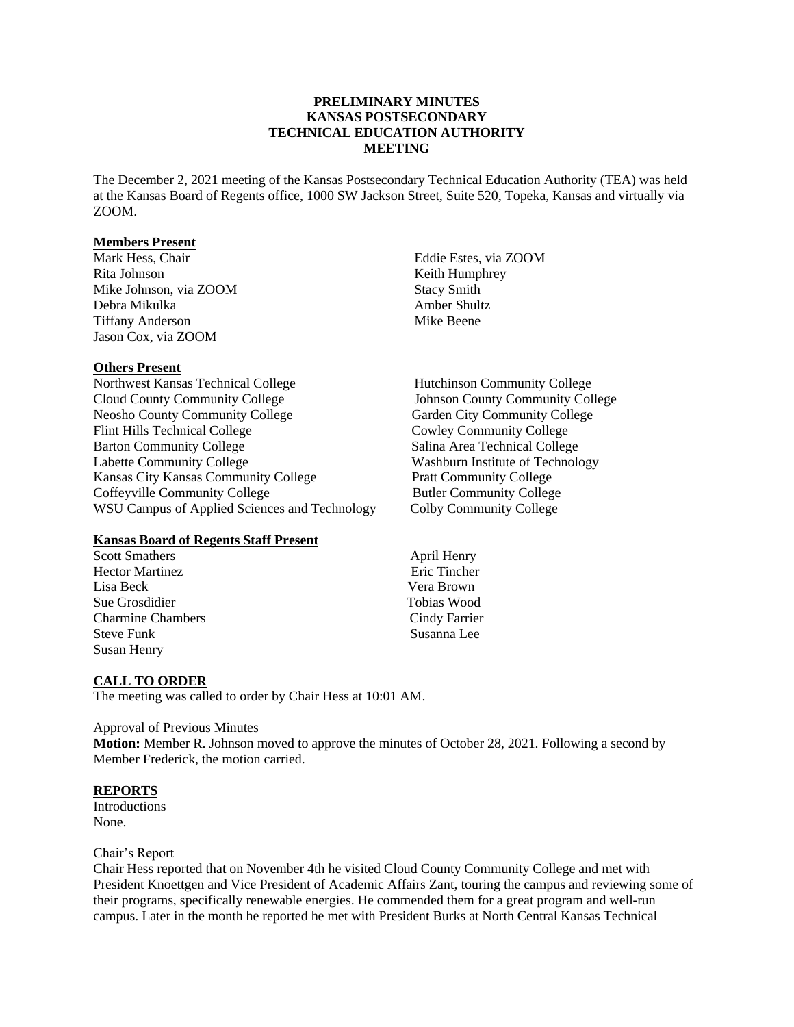**PRELIMINARY MINUTES**
**KANSAS POSTSECONDARY**
**TECHNICAL EDUCATION AUTHORITY**
**MEETING**

The December 2, 2021 meeting of the Kansas Postsecondary Technical Education Authority (TEA) was held at the Kansas Board of Regents office, 1000 SW Jackson Street, Suite 520, Topeka, Kansas and virtually via ZOOM.

**Members Present**

Mark Hess, Chair
Rita Johnson
Mike Johnson, via ZOOM
Debra Mikulka
Tiffany Anderson
Jason Cox, via ZOOM
Eddie Estes, via ZOOM
Keith Humphrey
Stacy Smith
Amber Shultz
Mike Beene

**Others Present**

Northwest Kansas Technical College
Cloud County Community College
Neosho County Community College
Flint Hills Technical College
Barton Community College
Labette Community College
Kansas City Kansas Community College
Coffeyville Community College
WSU Campus of Applied Sciences and Technology
Hutchinson Community College
Johnson County Community College
Garden City Community College
Cowley Community College
Salina Area Technical College
Washburn Institute of Technology
Pratt Community College
Butler Community College
Colby Community College

**Kansas Board of Regents Staff Present**

Scott Smathers
Hector Martinez
Lisa Beck
Sue Grosdidier
Charmine Chambers
Steve Funk
Susan Henry
April Henry
Eric Tincher
Vera Brown
Tobias Wood
Cindy Farrier
Susanna Lee

**CALL TO ORDER**

The meeting was called to order by Chair Hess at 10:01 AM.

Approval of Previous Minutes

**Motion:** Member R. Johnson moved to approve the minutes of October 28, 2021. Following a second by Member Frederick, the motion carried.

**REPORTS**

Introductions
None.

Chair's Report
Chair Hess reported that on November 4th he visited Cloud County Community College and met with President Knoettgen and Vice President of Academic Affairs Zant, touring the campus and reviewing some of their programs, specifically renewable energies. He commended them for a great program and well-run campus. Later in the month he reported he met with President Burks at North Central Kansas Technical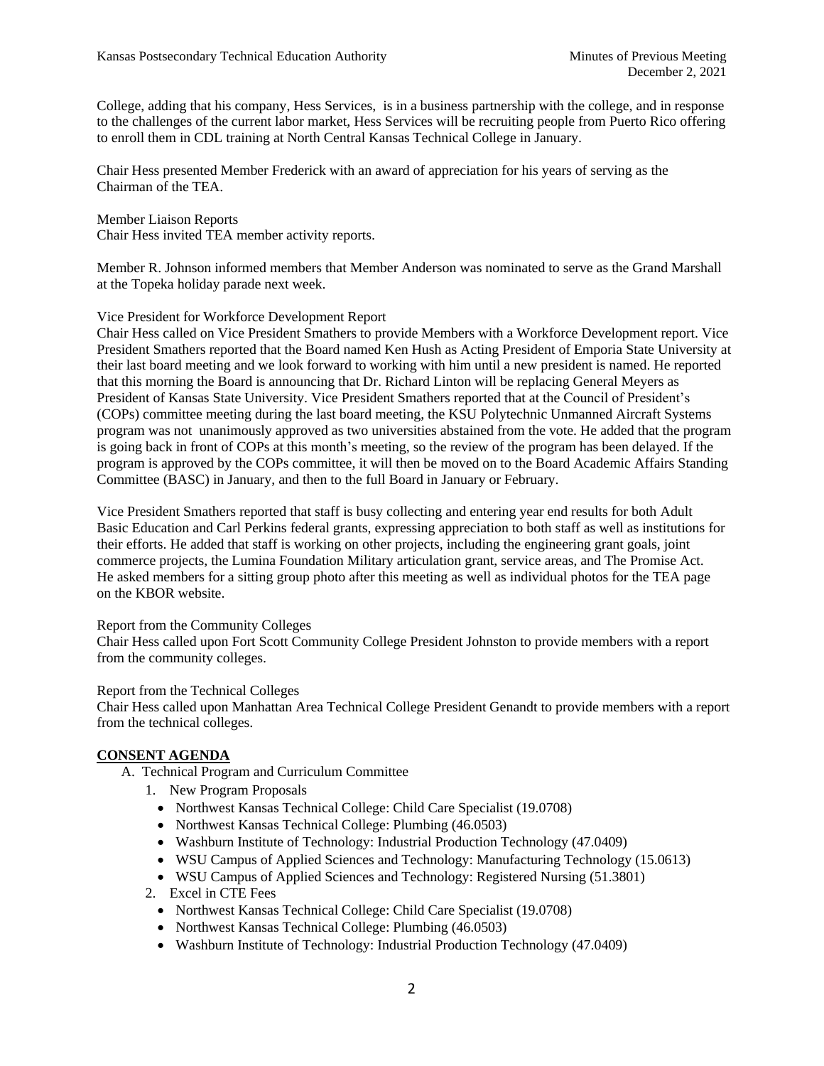College, adding that his company, Hess Services, is in a business partnership with the college, and in response to the challenges of the current labor market, Hess Services will be recruiting people from Puerto Rico offering to enroll them in CDL training at North Central Kansas Technical College in January.

Chair Hess presented Member Frederick with an award of appreciation for his years of serving as the Chairman of the TEA.

Member Liaison Reports
Chair Hess invited TEA member activity reports.

Member R. Johnson informed members that Member Anderson was nominated to serve as the Grand Marshall at the Topeka holiday parade next week.

Vice President for Workforce Development Report
Chair Hess called on Vice President Smathers to provide Members with a Workforce Development report. Vice President Smathers reported that the Board named Ken Hush as Acting President of Emporia State University at their last board meeting and we look forward to working with him until a new president is named. He reported that this morning the Board is announcing that Dr. Richard Linton will be replacing General Meyers as President of Kansas State University. Vice President Smathers reported that at the Council of President's (COPs) committee meeting during the last board meeting, the KSU Polytechnic Unmanned Aircraft Systems program was not unanimously approved as two universities abstained from the vote. He added that the program is going back in front of COPs at this month's meeting, so the review of the program has been delayed. If the program is approved by the COPs committee, it will then be moved on to the Board Academic Affairs Standing Committee (BASC) in January, and then to the full Board in January or February.

Vice President Smathers reported that staff is busy collecting and entering year end results for both Adult Basic Education and Carl Perkins federal grants, expressing appreciation to both staff as well as institutions for their efforts. He added that staff is working on other projects, including the engineering grant goals, joint commerce projects, the Lumina Foundation Military articulation grant, service areas, and The Promise Act. He asked members for a sitting group photo after this meeting as well as individual photos for the TEA page on the KBOR website.

Report from the Community Colleges
Chair Hess called upon Fort Scott Community College President Johnston to provide members with a report from the community colleges.

Report from the Technical Colleges
Chair Hess called upon Manhattan Area Technical College President Genandt to provide members with a report from the technical colleges.

## **CONSENT AGENDA**

A. Technical Program and Curriculum Committee
   1. New Program Proposals
      - Northwest Kansas Technical College: Child Care Specialist (19.0708)
      - Northwest Kansas Technical College: Plumbing (46.0503)
      - Washburn Institute of Technology: Industrial Production Technology (47.0409)
      - WSU Campus of Applied Sciences and Technology: Manufacturing Technology (15.0613)
      - WSU Campus of Applied Sciences and Technology: Registered Nursing (51.3801)
   2. Excel in CTE Fees
      - Northwest Kansas Technical College: Child Care Specialist (19.0708)
      - Northwest Kansas Technical College: Plumbing (46.0503)
      - Washburn Institute of Technology: Industrial Production Technology (47.0409)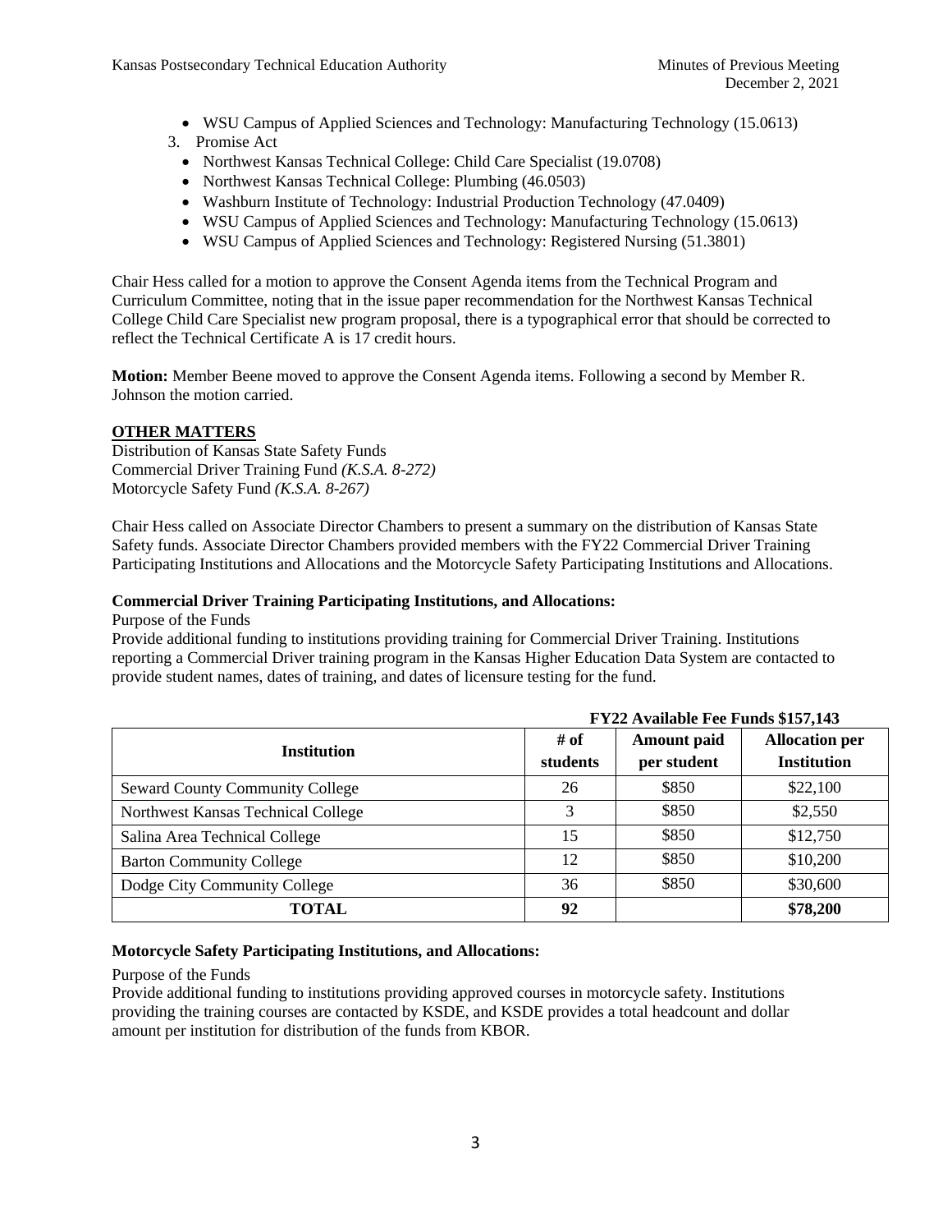- WSU Campus of Applied Sciences and Technology: Manufacturing Technology (15.0613)

3. Promise Act
   - Northwest Kansas Technical College: Child Care Specialist (19.0708)
   - Northwest Kansas Technical College: Plumbing (46.0503)
   - Washburn Institute of Technology: Industrial Production Technology (47.0409)
   - WSU Campus of Applied Sciences and Technology: Manufacturing Technology (15.0613)
   - WSU Campus of Applied Sciences and Technology: Registered Nursing (51.3801)

Chair Hess called for a motion to approve the Consent Agenda items from the Technical Program and Curriculum Committee, noting that in the issue paper recommendation for the Northwest Kansas Technical College Child Care Specialist new program proposal, there is a typographical error that should be corrected to reflect the Technical Certificate A is 17 credit hours.

**Motion:** Member Beene moved to approve the Consent Agenda items. Following a second by Member R. Johnson the motion carried.

## OTHER MATTERS

Distribution of Kansas State Safety Funds
Commercial Driver Training Fund *(K.S.A. 8-272)*
Motorcycle Safety Fund *(K.S.A. 8-267)*

Chair Hess called on Associate Director Chambers to present a summary on the distribution of Kansas State Safety funds. Associate Director Chambers provided members with the FY22 Commercial Driver Training Participating Institutions and Allocations and the Motorcycle Safety Participating Institutions and Allocations.

**Commercial Driver Training Participating Institutions, and Allocations:**

Purpose of the Funds
Provide additional funding to institutions providing training for Commercial Driver Training. Institutions reporting a Commercial Driver training program in the Kansas Higher Education Data System are contacted to provide student names, dates of training, and dates of licensure testing for the fund.

**FY22 Available Fee Funds $157,143**

| Institution | # of students | Amount paid per student | Allocation per Institution |
|---|---|---|---|
| Seward County Community College | 26 | \$850 | \$22,100 |
| Northwest Kansas Technical College | 3 | \$850 | \$2,550 |
| Salina Area Technical College | 15 | \$850 | \$12,750 |
| Barton Community College | 12 | \$850 | \$10,200 |
| Dodge City Community College | 36 | \$850 | \$30,600 |
| **TOTAL** | **92** | | **\$78,200** |

**Motorcycle Safety Participating Institutions, and Allocations:**

Purpose of the Funds
Provide additional funding to institutions providing approved courses in motorcycle safety. Institutions providing the training courses are contacted by KSDE, and KSDE provides a total headcount and dollar amount per institution for distribution of the funds from KBOR.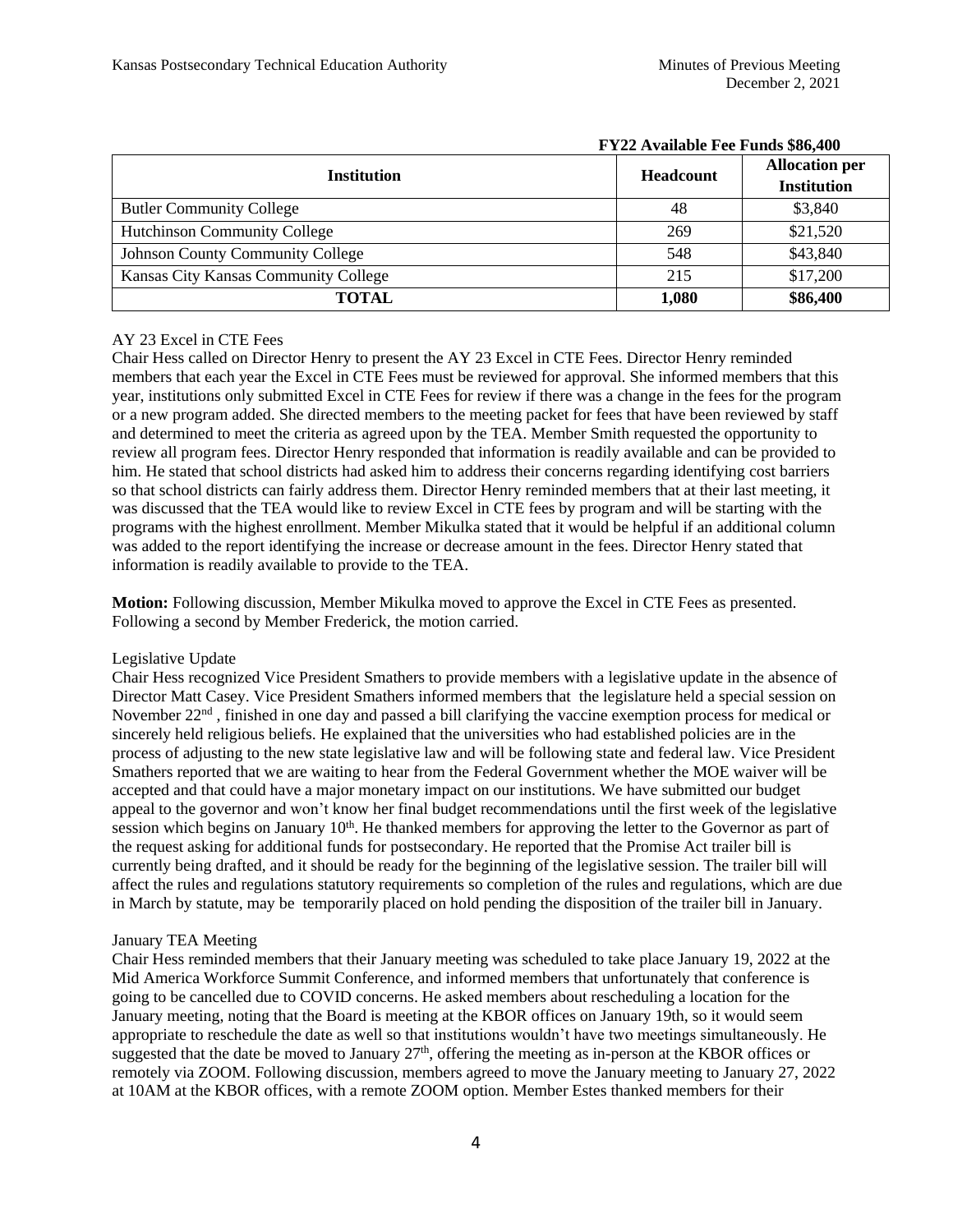**FY22 Available Fee Funds $86,400**

| Institution | Headcount | Allocation per Institution |
|---|---|---|
| Butler Community College | 48 | $3,840 |
| Hutchinson Community College | 269 | $21,520 |
| Johnson County Community College | 548 | $43,840 |
| Kansas City Kansas Community College | 215 | $17,200 |
| **TOTAL** | **1,080** | **$86,400** |

AY 23 Excel in CTE Fees

Chair Hess called on Director Henry to present the AY 23 Excel in CTE Fees. Director Henry reminded members that each year the Excel in CTE Fees must be reviewed for approval. She informed members that this year, institutions only submitted Excel in CTE Fees for review if there was a change in the fees for the program or a new program added. She directed members to the meeting packet for fees that have been reviewed by staff and determined to meet the criteria as agreed upon by the TEA. Member Smith requested the opportunity to review all program fees. Director Henry responded that information is readily available and can be provided to him. He stated that school districts had asked him to address their concerns regarding identifying cost barriers so that school districts can fairly address them. Director Henry reminded members that at their last meeting, it was discussed that the TEA would like to review Excel in CTE fees by program and will be starting with the programs with the highest enrollment. Member Mikulka stated that it would be helpful if an additional column was added to the report identifying the increase or decrease amount in the fees. Director Henry stated that information is readily available to provide to the TEA.

**Motion:** Following discussion, Member Mikulka moved to approve the Excel in CTE Fees as presented. Following a second by Member Frederick, the motion carried.

Legislative Update

Chair Hess recognized Vice President Smathers to provide members with a legislative update in the absence of Director Matt Casey. Vice President Smathers informed members that the legislature held a special session on November 22nd, finished in one day and passed a bill clarifying the vaccine exemption process for medical or sincerely held religious beliefs. He explained that the universities who had established policies are in the process of adjusting to the new state legislative law and will be following state and federal law. Vice President Smathers reported that we are waiting to hear from the Federal Government whether the MOE waiver will be accepted and that could have a major monetary impact on our institutions. We have submitted our budget appeal to the governor and won't know her final budget recommendations until the first week of the legislative session which begins on January 10th. He thanked members for approving the letter to the Governor as part of the request asking for additional funds for postsecondary. He reported that the Promise Act trailer bill is currently being drafted, and it should be ready for the beginning of the legislative session. The trailer bill will affect the rules and regulations statutory requirements so completion of the rules and regulations, which are due in March by statute, may be temporarily placed on hold pending the disposition of the trailer bill in January.

January TEA Meeting

Chair Hess reminded members that their January meeting was scheduled to take place January 19, 2022 at the Mid America Workforce Summit Conference, and informed members that unfortunately that conference is going to be cancelled due to COVID concerns. He asked members about rescheduling a location for the January meeting, noting that the Board is meeting at the KBOR offices on January 19th, so it would seem appropriate to reschedule the date as well so that institutions wouldn't have two meetings simultaneously. He suggested that the date be moved to January 27th, offering the meeting as in-person at the KBOR offices or remotely via ZOOM. Following discussion, members agreed to move the January meeting to January 27, 2022 at 10AM at the KBOR offices, with a remote ZOOM option. Member Estes thanked members for their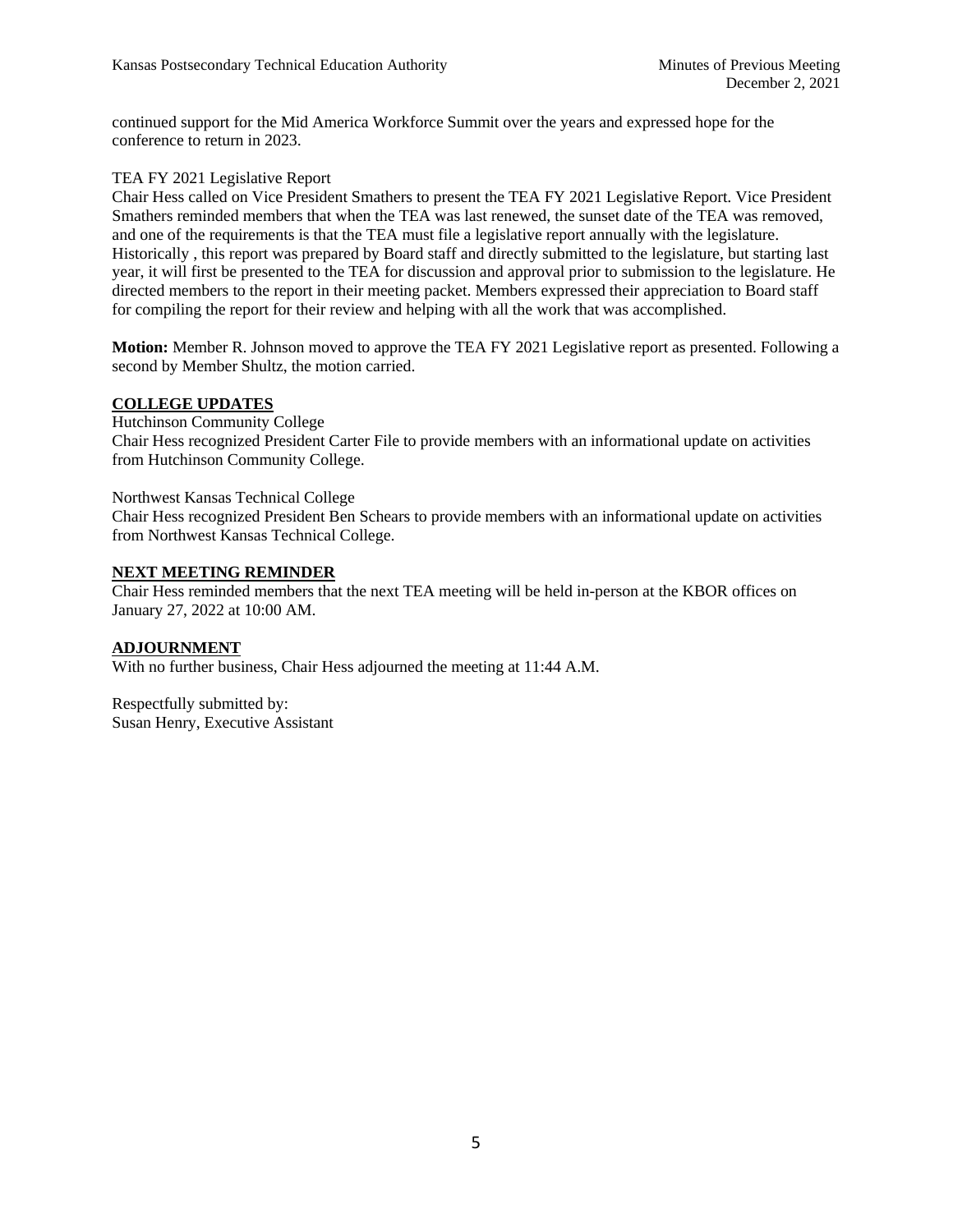continued support for the Mid America Workforce Summit over the years and expressed hope for the conference to return in 2023.

TEA FY 2021 Legislative Report

Chair Hess called on Vice President Smathers to present the TEA FY 2021 Legislative Report. Vice President Smathers reminded members that when the TEA was last renewed, the sunset date of the TEA was removed, and one of the requirements is that the TEA must file a legislative report annually with the legislature. Historically , this report was prepared by Board staff and directly submitted to the legislature, but starting last year, it will first be presented to the TEA for discussion and approval prior to submission to the legislature. He directed members to the report in their meeting packet. Members expressed their appreciation to Board staff for compiling the report for their review and helping with all the work that was accomplished.

**Motion:** Member R. Johnson moved to approve the TEA FY 2021 Legislative report as presented. Following a second by Member Shultz, the motion carried.

## COLLEGE UPDATES

Hutchinson Community College

Chair Hess recognized President Carter File to provide members with an informational update on activities from Hutchinson Community College.

Northwest Kansas Technical College

Chair Hess recognized President Ben Schears to provide members with an informational update on activities from Northwest Kansas Technical College.

## NEXT MEETING REMINDER

Chair Hess reminded members that the next TEA meeting will be held in-person at the KBOR offices on January 27, 2022 at 10:00 AM.

## ADJOURNMENT

With no further business, Chair Hess adjourned the meeting at 11:44 A.M.

Respectfully submitted by:
Susan Henry, Executive Assistant